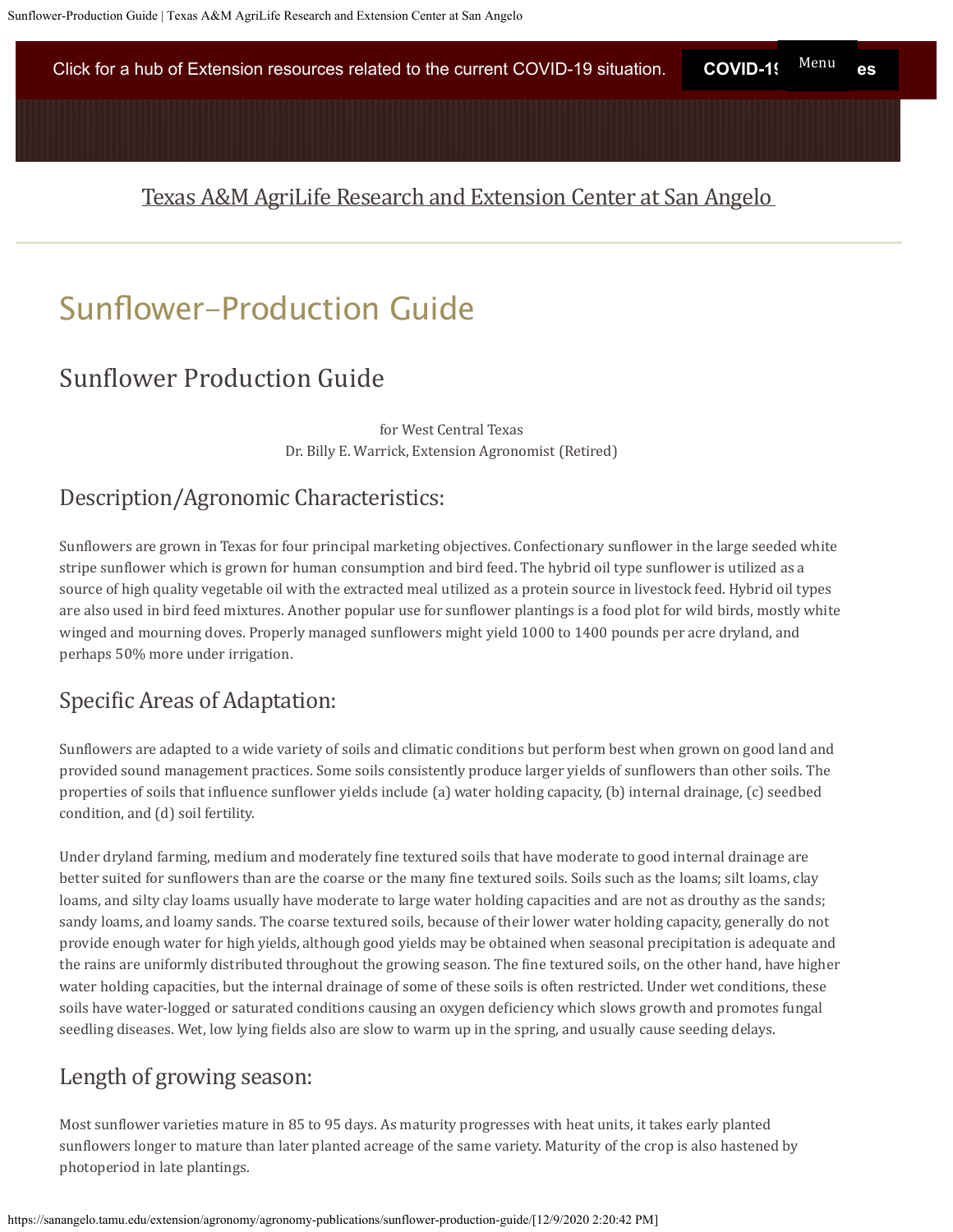# Sunflower–Production Guide

## Sunflower Production Guide

for West Central Texas
Dr. Billy E. Warrick, Extension Agronomist (Retired)

## Description/Agronomic Characteristics:

Sunflowers are grown in Texas for four principal marketing objectives. Confectionary sunflower in the large seeded white stripe sunflower which is grown for human consumption and bird feed. The hybrid oil type sunflower is utilized as a source of high quality vegetable oil with the extracted meal utilized as a protein source in livestock feed. Hybrid oil types are also used in bird feed mixtures. Another popular use for sunflower plantings is a food plot for wild birds, mostly white winged and mourning doves. Properly managed sunflowers might yield 1000 to 1400 pounds per acre dryland, and perhaps 50% more under irrigation.

## Specific Areas of Adaptation:

Sunflowers are adapted to a wide variety of soils and climatic conditions but perform best when grown on good land and provided sound management practices. Some soils consistently produce larger yields of sunflowers than other soils. The properties of soils that influence sunflower yields include (a) water holding capacity, (b) internal drainage, (c) seedbed condition, and (d) soil fertility.

Under dryland farming, medium and moderately fine textured soils that have moderate to good internal drainage are better suited for sunflowers than are the coarse or the many fine textured soils. Soils such as the loams; silt loams, clay loams, and silty clay loams usually have moderate to large water holding capacities and are not as drouthy as the sands; sandy loams, and loamy sands. The coarse textured soils, because of their lower water holding capacity, generally do not provide enough water for high yields, although good yields may be obtained when seasonal precipitation is adequate and the rains are uniformly distributed throughout the growing season. The fine textured soils, on the other hand, have higher water holding capacities, but the internal drainage of some of these soils is often restricted. Under wet conditions, these soils have water-logged or saturated conditions causing an oxygen deficiency which slows growth and promotes fungal seedling diseases. Wet, low lying fields also are slow to warm up in the spring, and usually cause seeding delays.

## Length of growing season:

Most sunflower varieties mature in 85 to 95 days. As maturity progresses with heat units, it takes early planted sunflowers longer to mature than later planted acreage of the same variety. Maturity of the crop is also hastened by photoperiod in late plantings.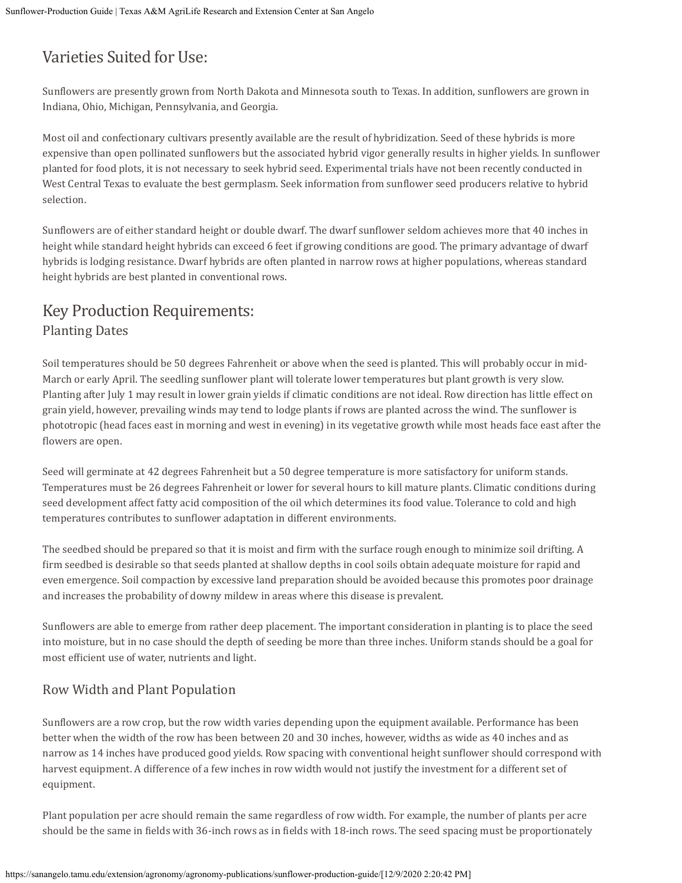## Varieties Suited for Use:

Sunflowers are presently grown from North Dakota and Minnesota south to Texas. In addition, sunflowers are grown in Indiana, Ohio, Michigan, Pennsylvania, and Georgia.

Most oil and confectionary cultivars presently available are the result of hybridization. Seed of these hybrids is more expensive than open pollinated sunflowers but the associated hybrid vigor generally results in higher yields. In sunflower planted for food plots, it is not necessary to seek hybrid seed. Experimental trials have not been recently conducted in West Central Texas to evaluate the best germplasm. Seek information from sunflower seed producers relative to hybrid selection.

Sunflowers are of either standard height or double dwarf. The dwarf sunflower seldom achieves more that 40 inches in height while standard height hybrids can exceed 6 feet if growing conditions are good. The primary advantage of dwarf hybrids is lodging resistance. Dwarf hybrids are often planted in narrow rows at higher populations, whereas standard height hybrids are best planted in conventional rows.

## Key Production Requirements:

### Planting Dates

Soil temperatures should be 50 degrees Fahrenheit or above when the seed is planted. This will probably occur in mid-March or early April. The seedling sunflower plant will tolerate lower temperatures but plant growth is very slow. Planting after July 1 may result in lower grain yields if climatic conditions are not ideal. Row direction has little effect on grain yield, however, prevailing winds may tend to lodge plants if rows are planted across the wind. The sunflower is phototropic (head faces east in morning and west in evening) in its vegetative growth while most heads face east after the flowers are open.

Seed will germinate at 42 degrees Fahrenheit but a 50 degree temperature is more satisfactory for uniform stands. Temperatures must be 26 degrees Fahrenheit or lower for several hours to kill mature plants. Climatic conditions during seed development affect fatty acid composition of the oil which determines its food value. Tolerance to cold and high temperatures contributes to sunflower adaptation in different environments.

The seedbed should be prepared so that it is moist and firm with the surface rough enough to minimize soil drifting. A firm seedbed is desirable so that seeds planted at shallow depths in cool soils obtain adequate moisture for rapid and even emergence. Soil compaction by excessive land preparation should be avoided because this promotes poor drainage and increases the probability of downy mildew in areas where this disease is prevalent.

Sunflowers are able to emerge from rather deep placement. The important consideration in planting is to place the seed into moisture, but in no case should the depth of seeding be more than three inches. Uniform stands should be a goal for most efficient use of water, nutrients and light.

### Row Width and Plant Population

Sunflowers are a row crop, but the row width varies depending upon the equipment available. Performance has been better when the width of the row has been between 20 and 30 inches, however, widths as wide as 40 inches and as narrow as 14 inches have produced good yields. Row spacing with conventional height sunflower should correspond with harvest equipment. A difference of a few inches in row width would not justify the investment for a different set of equipment.

Plant population per acre should remain the same regardless of row width. For example, the number of plants per acre should be the same in fields with 36-inch rows as in fields with 18-inch rows. The seed spacing must be proportionately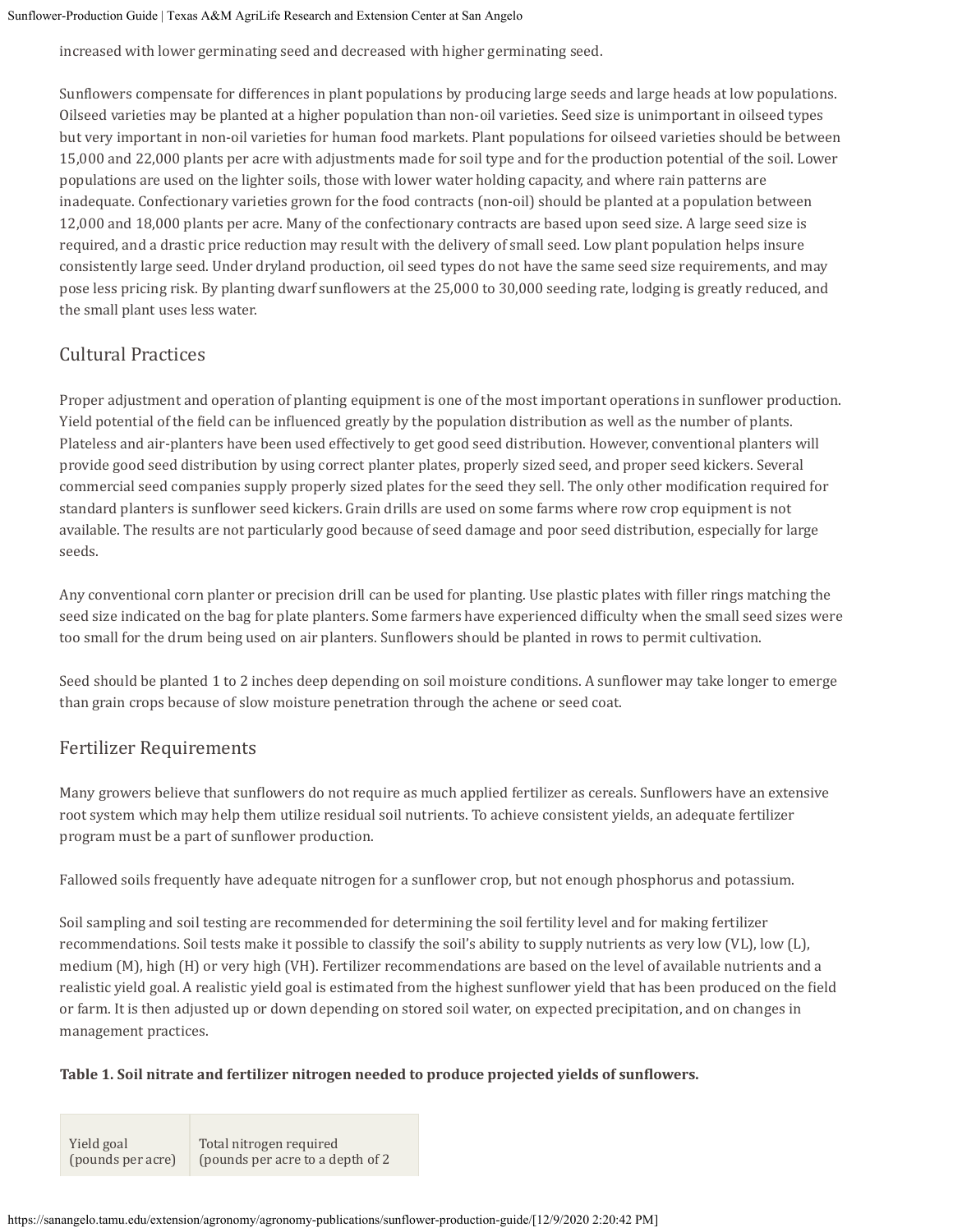increased with lower germinating seed and decreased with higher germinating seed.

Sunflowers compensate for differences in plant populations by producing large seeds and large heads at low populations. Oilseed varieties may be planted at a higher population than non-oil varieties. Seed size is unimportant in oilseed types but very important in non-oil varieties for human food markets. Plant populations for oilseed varieties should be between 15,000 and 22,000 plants per acre with adjustments made for soil type and for the production potential of the soil. Lower populations are used on the lighter soils, those with lower water holding capacity, and where rain patterns are inadequate. Confectionary varieties grown for the food contracts (non-oil) should be planted at a population between 12,000 and 18,000 plants per acre. Many of the confectionary contracts are based upon seed size. A large seed size is required, and a drastic price reduction may result with the delivery of small seed. Low plant population helps insure consistently large seed. Under dryland production, oil seed types do not have the same seed size requirements, and may pose less pricing risk. By planting dwarf sunflowers at the 25,000 to 30,000 seeding rate, lodging is greatly reduced, and the small plant uses less water.

## Cultural Practices

Proper adjustment and operation of planting equipment is one of the most important operations in sunflower production. Yield potential of the field can be influenced greatly by the population distribution as well as the number of plants. Plateless and air-planters have been used effectively to get good seed distribution. However, conventional planters will provide good seed distribution by using correct planter plates, properly sized seed, and proper seed kickers. Several commercial seed companies supply properly sized plates for the seed they sell. The only other modification required for standard planters is sunflower seed kickers. Grain drills are used on some farms where row crop equipment is not available. The results are not particularly good because of seed damage and poor seed distribution, especially for large seeds.

Any conventional corn planter or precision drill can be used for planting. Use plastic plates with filler rings matching the seed size indicated on the bag for plate planters. Some farmers have experienced difficulty when the small seed sizes were too small for the drum being used on air planters. Sunflowers should be planted in rows to permit cultivation.

Seed should be planted 1 to 2 inches deep depending on soil moisture conditions. A sunflower may take longer to emerge than grain crops because of slow moisture penetration through the achene or seed coat.

## Fertilizer Requirements

Many growers believe that sunflowers do not require as much applied fertilizer as cereals. Sunflowers have an extensive root system which may help them utilize residual soil nutrients. To achieve consistent yields, an adequate fertilizer program must be a part of sunflower production.

Fallowed soils frequently have adequate nitrogen for a sunflower crop, but not enough phosphorus and potassium.

Soil sampling and soil testing are recommended for determining the soil fertility level and for making fertilizer recommendations. Soil tests make it possible to classify the soil's ability to supply nutrients as very low (VL), low (L), medium (M), high (H) or very high (VH). Fertilizer recommendations are based on the level of available nutrients and a realistic yield goal. A realistic yield goal is estimated from the highest sunflower yield that has been produced on the field or farm. It is then adjusted up or down depending on stored soil water, on expected precipitation, and on changes in management practices.

**Table 1. Soil nitrate and fertilizer nitrogen needed to produce projected yields of sunflowers.**

| Yield goal (pounds per acre) | Total nitrogen required (pounds per acre to a depth of 2 |
|---|---|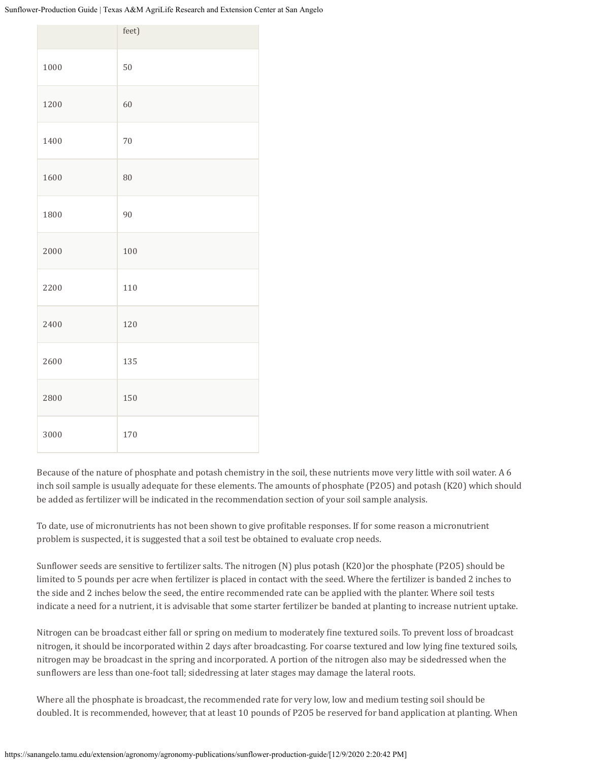| | feet) |
|---|---|
| 1000 | 50 |
| 1200 | 60 |
| 1400 | 70 |
| 1600 | 80 |
| 1800 | 90 |
| 2000 | 100 |
| 2200 | 110 |
| 2400 | 120 |
| 2600 | 135 |
| 2800 | 150 |
| 3000 | 170 |

Because of the nature of phosphate and potash chemistry in the soil, these nutrients move very little with soil water. A 6 inch soil sample is usually adequate for these elements. The amounts of phosphate ($P_2O_5$) and potash ($K_2O$) which should be added as fertilizer will be indicated in the recommendation section of your soil sample analysis.

To date, use of micronutrients has not been shown to give profitable responses. If for some reason a micronutrient problem is suspected, it is suggested that a soil test be obtained to evaluate crop needs.

Sunflower seeds are sensitive to fertilizer salts. The nitrogen (N) plus potash ($K_2O$)or the phosphate ($P_2O_5$) should be limited to 5 pounds per acre when fertilizer is placed in contact with the seed. Where the fertilizer is banded 2 inches to the side and 2 inches below the seed, the entire recommended rate can be applied with the planter. Where soil tests indicate a need for a nutrient, it is advisable that some starter fertilizer be banded at planting to increase nutrient uptake.

Nitrogen can be broadcast either fall or spring on medium to moderately fine textured soils. To prevent loss of broadcast nitrogen, it should be incorporated within 2 days after broadcasting. For coarse textured and low lying fine textured soils, nitrogen may be broadcast in the spring and incorporated. A portion of the nitrogen also may be sidedressed when the sunflowers are less than one-foot tall; sidedressing at later stages may damage the lateral roots.

Where all the phosphate is broadcast, the recommended rate for very low, low and medium testing soil should be doubled. It is recommended, however, that at least 10 pounds of $P_2O_5$ be reserved for band application at planting. When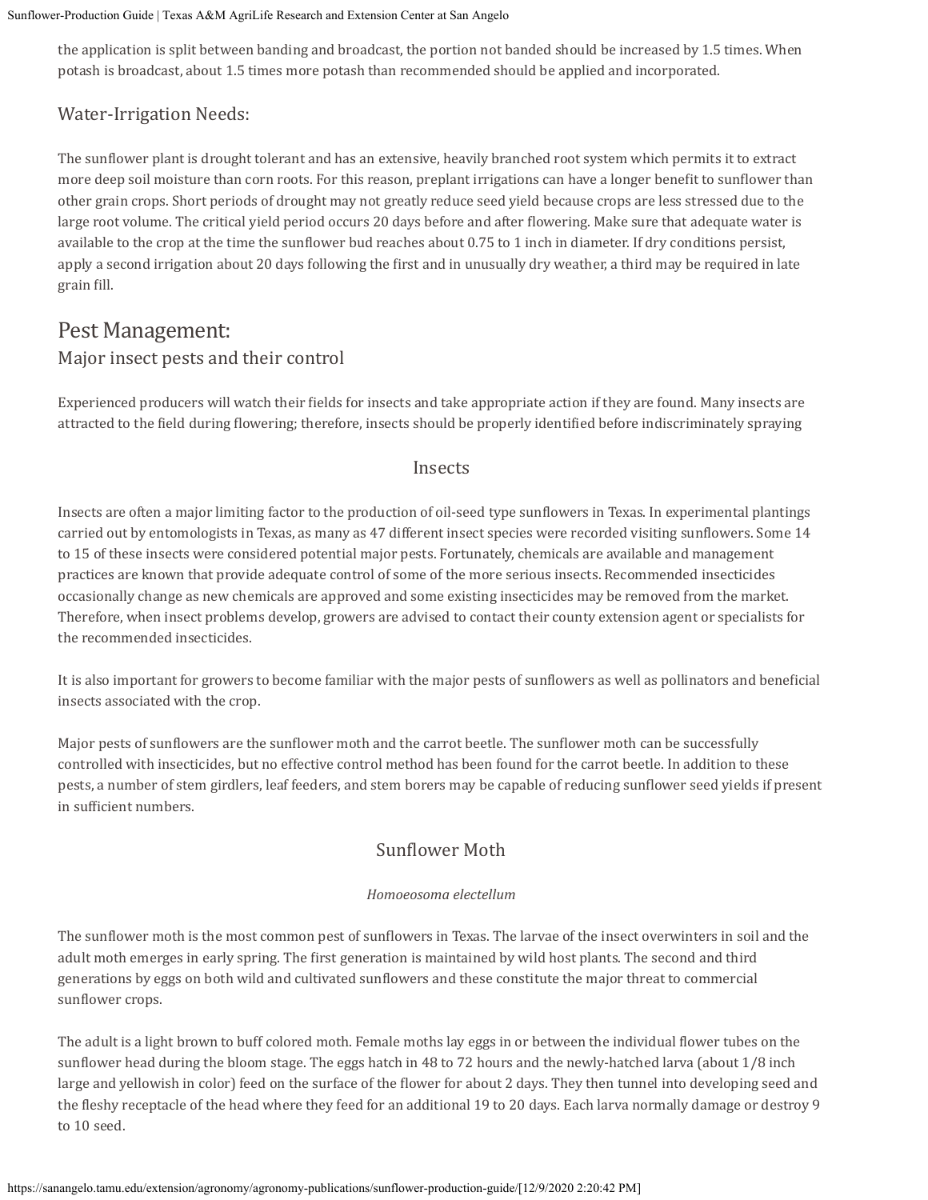the application is split between banding and broadcast, the portion not banded should be increased by 1.5 times. When potash is broadcast, about 1.5 times more potash than recommended should be applied and incorporated.

### Water-Irrigation Needs:

The sunflower plant is drought tolerant and has an extensive, heavily branched root system which permits it to extract more deep soil moisture than corn roots. For this reason, preplant irrigations can have a longer benefit to sunflower than other grain crops. Short periods of drought may not greatly reduce seed yield because crops are less stressed due to the large root volume. The critical yield period occurs 20 days before and after flowering. Make sure that adequate water is available to the crop at the time the sunflower bud reaches about 0.75 to 1 inch in diameter. If dry conditions persist, apply a second irrigation about 20 days following the first and in unusually dry weather, a third may be required in late grain fill.

## Pest Management:

### Major insect pests and their control

Experienced producers will watch their fields for insects and take appropriate action if they are found. Many insects are attracted to the field during flowering; therefore, insects should be properly identified before indiscriminately spraying

### Insects

Insects are often a major limiting factor to the production of oil-seed type sunflowers in Texas. In experimental plantings carried out by entomologists in Texas, as many as 47 different insect species were recorded visiting sunflowers. Some 14 to 15 of these insects were considered potential major pests. Fortunately, chemicals are available and management practices are known that provide adequate control of some of the more serious insects. Recommended insecticides occasionally change as new chemicals are approved and some existing insecticides may be removed from the market. Therefore, when insect problems develop, growers are advised to contact their county extension agent or specialists for the recommended insecticides.

It is also important for growers to become familiar with the major pests of sunflowers as well as pollinators and beneficial insects associated with the crop.

Major pests of sunflowers are the sunflower moth and the carrot beetle. The sunflower moth can be successfully controlled with insecticides, but no effective control method has been found for the carrot beetle. In addition to these pests, a number of stem girdlers, leaf feeders, and stem borers may be capable of reducing sunflower seed yields if present in sufficient numbers.

### Sunflower Moth

*Homoeosoma electellum*

The sunflower moth is the most common pest of sunflowers in Texas. The larvae of the insect overwinters in soil and the adult moth emerges in early spring. The first generation is maintained by wild host plants. The second and third generations by eggs on both wild and cultivated sunflowers and these constitute the major threat to commercial sunflower crops.

The adult is a light brown to buff colored moth. Female moths lay eggs in or between the individual flower tubes on the sunflower head during the bloom stage. The eggs hatch in 48 to 72 hours and the newly-hatched larva (about 1/8 inch large and yellowish in color) feed on the surface of the flower for about 2 days. They then tunnel into developing seed and the fleshy receptacle of the head where they feed for an additional 19 to 20 days. Each larva normally damage or destroy 9 to 10 seed.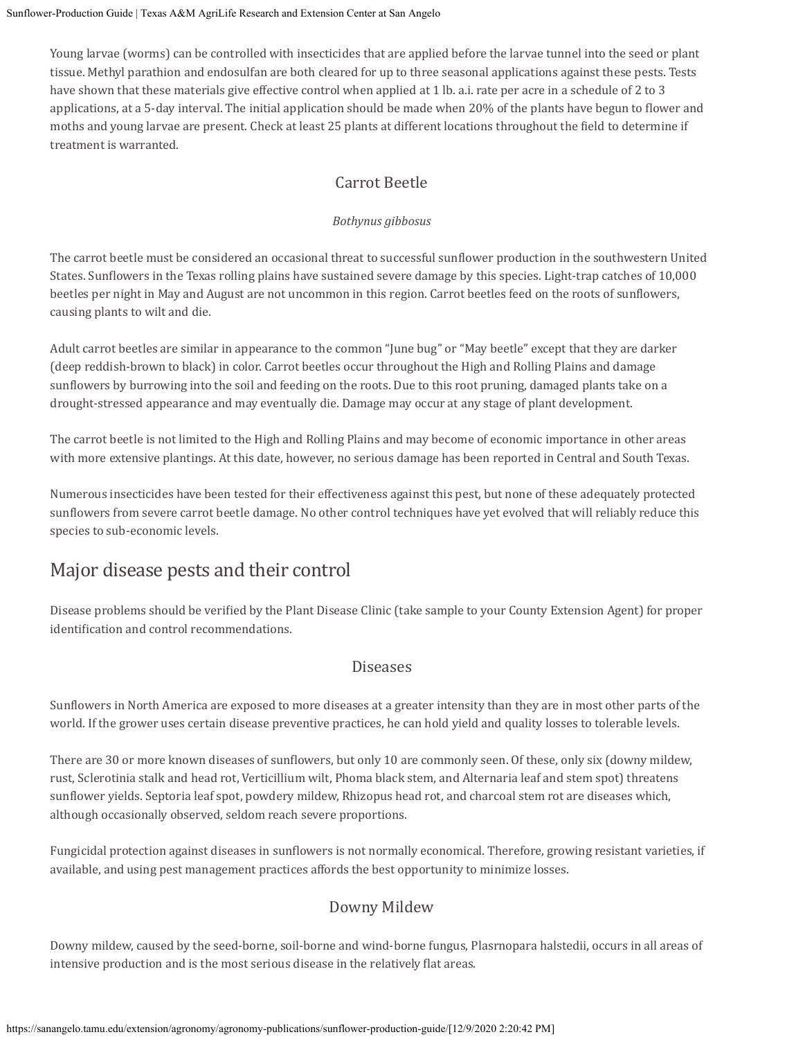Young larvae (worms) can be controlled with insecticides that are applied before the larvae tunnel into the seed or plant tissue. Methyl parathion and endosulfan are both cleared for up to three seasonal applications against these pests. Tests have shown that these materials give effective control when applied at 1 lb. a.i. rate per acre in a schedule of 2 to 3 applications, at a 5-day interval. The initial application should be made when 20% of the plants have begun to flower and moths and young larvae are present. Check at least 25 plants at different locations throughout the field to determine if treatment is warranted.

### Carrot Beetle

*Bothynus gibbosus*

The carrot beetle must be considered an occasional threat to successful sunflower production in the southwestern United States. Sunflowers in the Texas rolling plains have sustained severe damage by this species. Light-trap catches of 10,000 beetles per night in May and August are not uncommon in this region. Carrot beetles feed on the roots of sunflowers, causing plants to wilt and die.

Adult carrot beetles are similar in appearance to the common "June bug" or "May beetle" except that they are darker (deep reddish-brown to black) in color. Carrot beetles occur throughout the High and Rolling Plains and damage sunflowers by burrowing into the soil and feeding on the roots. Due to this root pruning, damaged plants take on a drought-stressed appearance and may eventually die. Damage may occur at any stage of plant development.

The carrot beetle is not limited to the High and Rolling Plains and may become of economic importance in other areas with more extensive plantings. At this date, however, no serious damage has been reported in Central and South Texas.

Numerous insecticides have been tested for their effectiveness against this pest, but none of these adequately protected sunflowers from severe carrot beetle damage. No other control techniques have yet evolved that will reliably reduce this species to sub-economic levels.

## Major disease pests and their control

Disease problems should be verified by the Plant Disease Clinic (take sample to your County Extension Agent) for proper identification and control recommendations.

### Diseases

Sunflowers in North America are exposed to more diseases at a greater intensity than they are in most other parts of the world. If the grower uses certain disease preventive practices, he can hold yield and quality losses to tolerable levels.

There are 30 or more known diseases of sunflowers, but only 10 are commonly seen. Of these, only six (downy mildew, rust, Sclerotinia stalk and head rot, Verticillium wilt, Phoma black stem, and Alternaria leaf and stem spot) threatens sunflower yields. Septoria leaf spot, powdery mildew, Rhizopus head rot, and charcoal stem rot are diseases which, although occasionally observed, seldom reach severe proportions.

Fungicidal protection against diseases in sunflowers is not normally economical. Therefore, growing resistant varieties, if available, and using pest management practices affords the best opportunity to minimize losses.

### Downy Mildew

Downy mildew, caused by the seed-borne, soil-borne and wind-borne fungus, Plasrnopara halstedii, occurs in all areas of intensive production and is the most serious disease in the relatively flat areas.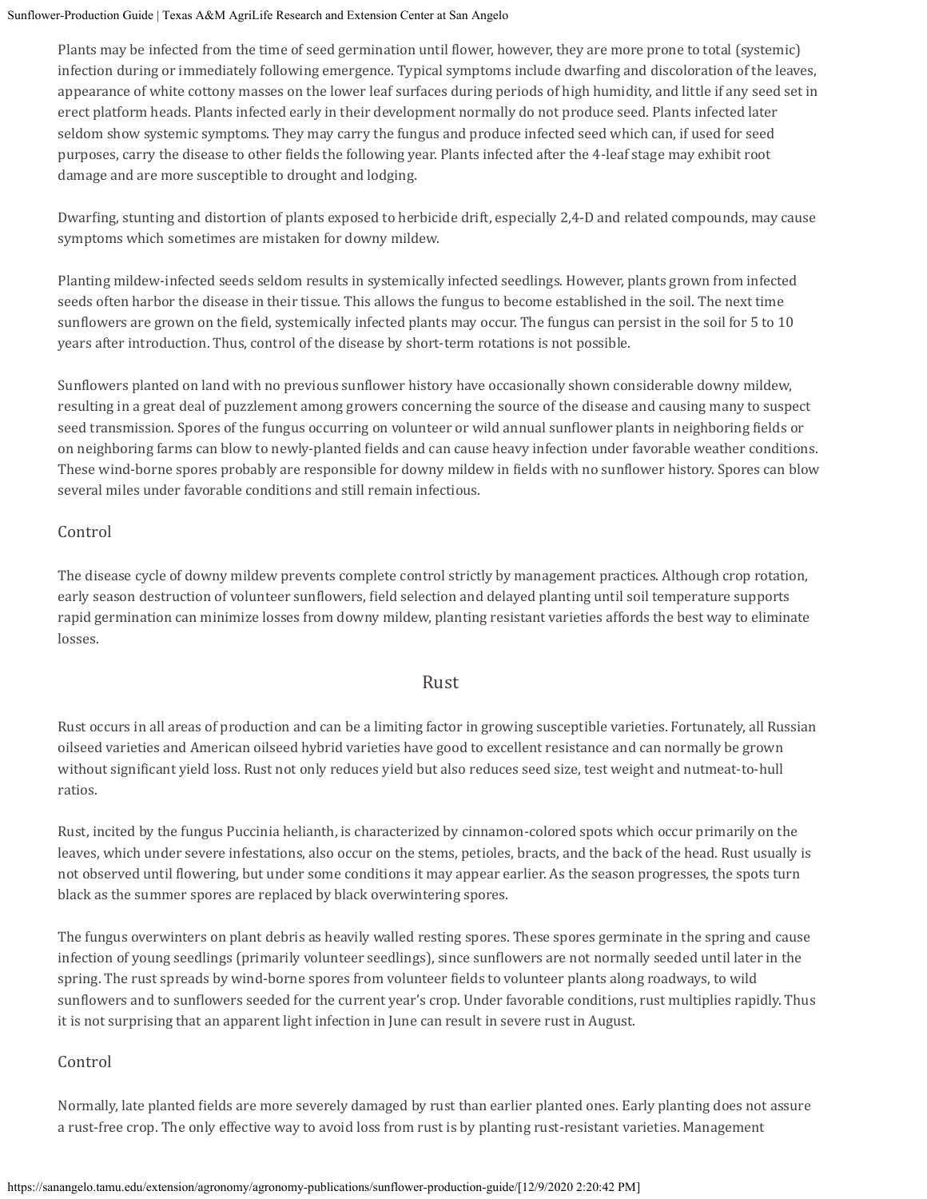Plants may be infected from the time of seed germination until flower, however, they are more prone to total (systemic) infection during or immediately following emergence. Typical symptoms include dwarfing and discoloration of the leaves, appearance of white cottony masses on the lower leaf surfaces during periods of high humidity, and little if any seed set in erect platform heads. Plants infected early in their development normally do not produce seed. Plants infected later seldom show systemic symptoms. They may carry the fungus and produce infected seed which can, if used for seed purposes, carry the disease to other fields the following year. Plants infected after the 4-leaf stage may exhibit root damage and are more susceptible to drought and lodging.

Dwarfing, stunting and distortion of plants exposed to herbicide drift, especially 2,4-D and related compounds, may cause symptoms which sometimes are mistaken for downy mildew.

Planting mildew-infected seeds seldom results in systemically infected seedlings. However, plants grown from infected seeds often harbor the disease in their tissue. This allows the fungus to become established in the soil. The next time sunflowers are grown on the field, systemically infected plants may occur. The fungus can persist in the soil for 5 to 10 years after introduction. Thus, control of the disease by short-term rotations is not possible.

Sunflowers planted on land with no previous sunflower history have occasionally shown considerable downy mildew, resulting in a great deal of puzzlement among growers concerning the source of the disease and causing many to suspect seed transmission. Spores of the fungus occurring on volunteer or wild annual sunflower plants in neighboring fields or on neighboring farms can blow to newly-planted fields and can cause heavy infection under favorable weather conditions. These wind-borne spores probably are responsible for downy mildew in fields with no sunflower history. Spores can blow several miles under favorable conditions and still remain infectious.

### Control

The disease cycle of downy mildew prevents complete control strictly by management practices. Although crop rotation, early season destruction of volunteer sunflowers, field selection and delayed planting until soil temperature supports rapid germination can minimize losses from downy mildew, planting resistant varieties affords the best way to eliminate losses.

## Rust

Rust occurs in all areas of production and can be a limiting factor in growing susceptible varieties. Fortunately, all Russian oilseed varieties and American oilseed hybrid varieties have good to excellent resistance and can normally be grown without significant yield loss. Rust not only reduces yield but also reduces seed size, test weight and nutmeat-to-hull ratios.

Rust, incited by the fungus Puccinia helianth, is characterized by cinnamon-colored spots which occur primarily on the leaves, which under severe infestations, also occur on the stems, petioles, bracts, and the back of the head. Rust usually is not observed until flowering, but under some conditions it may appear earlier. As the season progresses, the spots turn black as the summer spores are replaced by black overwintering spores.

The fungus overwinters on plant debris as heavily walled resting spores. These spores germinate in the spring and cause infection of young seedlings (primarily volunteer seedlings), since sunflowers are not normally seeded until later in the spring. The rust spreads by wind-borne spores from volunteer fields to volunteer plants along roadways, to wild sunflowers and to sunflowers seeded for the current year's crop. Under favorable conditions, rust multiplies rapidly. Thus it is not surprising that an apparent light infection in June can result in severe rust in August.

### Control

Normally, late planted fields are more severely damaged by rust than earlier planted ones. Early planting does not assure a rust-free crop. The only effective way to avoid loss from rust is by planting rust-resistant varieties. Management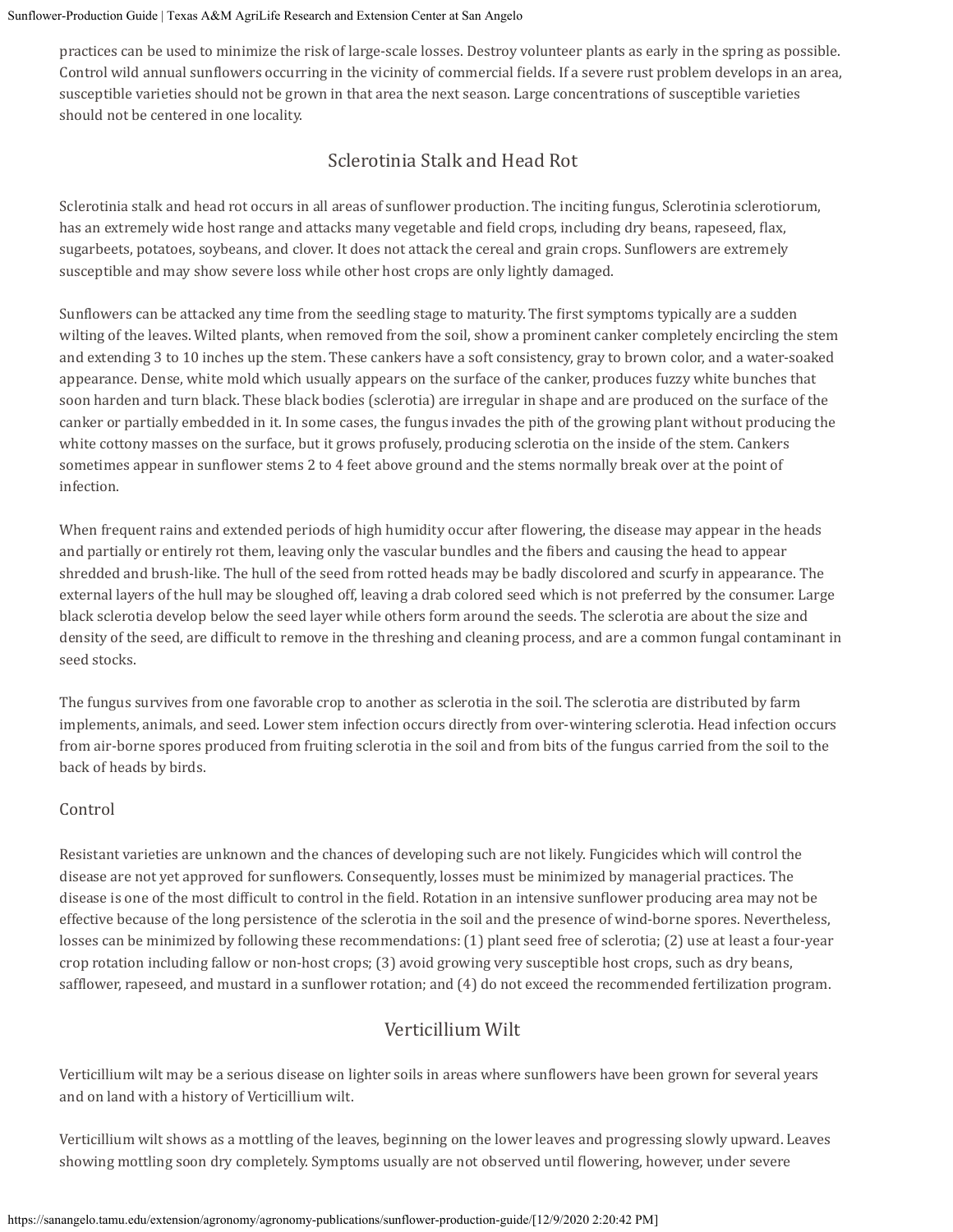practices can be used to minimize the risk of large-scale losses. Destroy volunteer plants as early in the spring as possible. Control wild annual sunflowers occurring in the vicinity of commercial fields. If a severe rust problem develops in an area, susceptible varieties should not be grown in that area the next season. Large concentrations of susceptible varieties should not be centered in one locality.

## Sclerotinia Stalk and Head Rot

Sclerotinia stalk and head rot occurs in all areas of sunflower production. The inciting fungus, Sclerotinia sclerotiorum, has an extremely wide host range and attacks many vegetable and field crops, including dry beans, rapeseed, flax, sugarbeets, potatoes, soybeans, and clover. It does not attack the cereal and grain crops. Sunflowers are extremely susceptible and may show severe loss while other host crops are only lightly damaged.

Sunflowers can be attacked any time from the seedling stage to maturity. The first symptoms typically are a sudden wilting of the leaves. Wilted plants, when removed from the soil, show a prominent canker completely encircling the stem and extending 3 to 10 inches up the stem. These cankers have a soft consistency, gray to brown color, and a water-soaked appearance. Dense, white mold which usually appears on the surface of the canker, produces fuzzy white bunches that soon harden and turn black. These black bodies (sclerotia) are irregular in shape and are produced on the surface of the canker or partially embedded in it. In some cases, the fungus invades the pith of the growing plant without producing the white cottony masses on the surface, but it grows profusely, producing sclerotia on the inside of the stem. Cankers sometimes appear in sunflower stems 2 to 4 feet above ground and the stems normally break over at the point of infection.

When frequent rains and extended periods of high humidity occur after flowering, the disease may appear in the heads and partially or entirely rot them, leaving only the vascular bundles and the fibers and causing the head to appear shredded and brush-like. The hull of the seed from rotted heads may be badly discolored and scurfy in appearance. The external layers of the hull may be sloughed off, leaving a drab colored seed which is not preferred by the consumer. Large black sclerotia develop below the seed layer while others form around the seeds. The sclerotia are about the size and density of the seed, are difficult to remove in the threshing and cleaning process, and are a common fungal contaminant in seed stocks.

The fungus survives from one favorable crop to another as sclerotia in the soil. The sclerotia are distributed by farm implements, animals, and seed. Lower stem infection occurs directly from over-wintering sclerotia. Head infection occurs from air-borne spores produced from fruiting sclerotia in the soil and from bits of the fungus carried from the soil to the back of heads by birds.

### Control

Resistant varieties are unknown and the chances of developing such are not likely. Fungicides which will control the disease are not yet approved for sunflowers. Consequently, losses must be minimized by managerial practices. The disease is one of the most difficult to control in the field. Rotation in an intensive sunflower producing area may not be effective because of the long persistence of the sclerotia in the soil and the presence of wind-borne spores. Nevertheless, losses can be minimized by following these recommendations: (1) plant seed free of sclerotia; (2) use at least a four-year crop rotation including fallow or non-host crops; (3) avoid growing very susceptible host crops, such as dry beans, safflower, rapeseed, and mustard in a sunflower rotation; and (4) do not exceed the recommended fertilization program.

## Verticillium Wilt

Verticillium wilt may be a serious disease on lighter soils in areas where sunflowers have been grown for several years and on land with a history of Verticillium wilt.

Verticillium wilt shows as a mottling of the leaves, beginning on the lower leaves and progressing slowly upward. Leaves showing mottling soon dry completely. Symptoms usually are not observed until flowering, however, under severe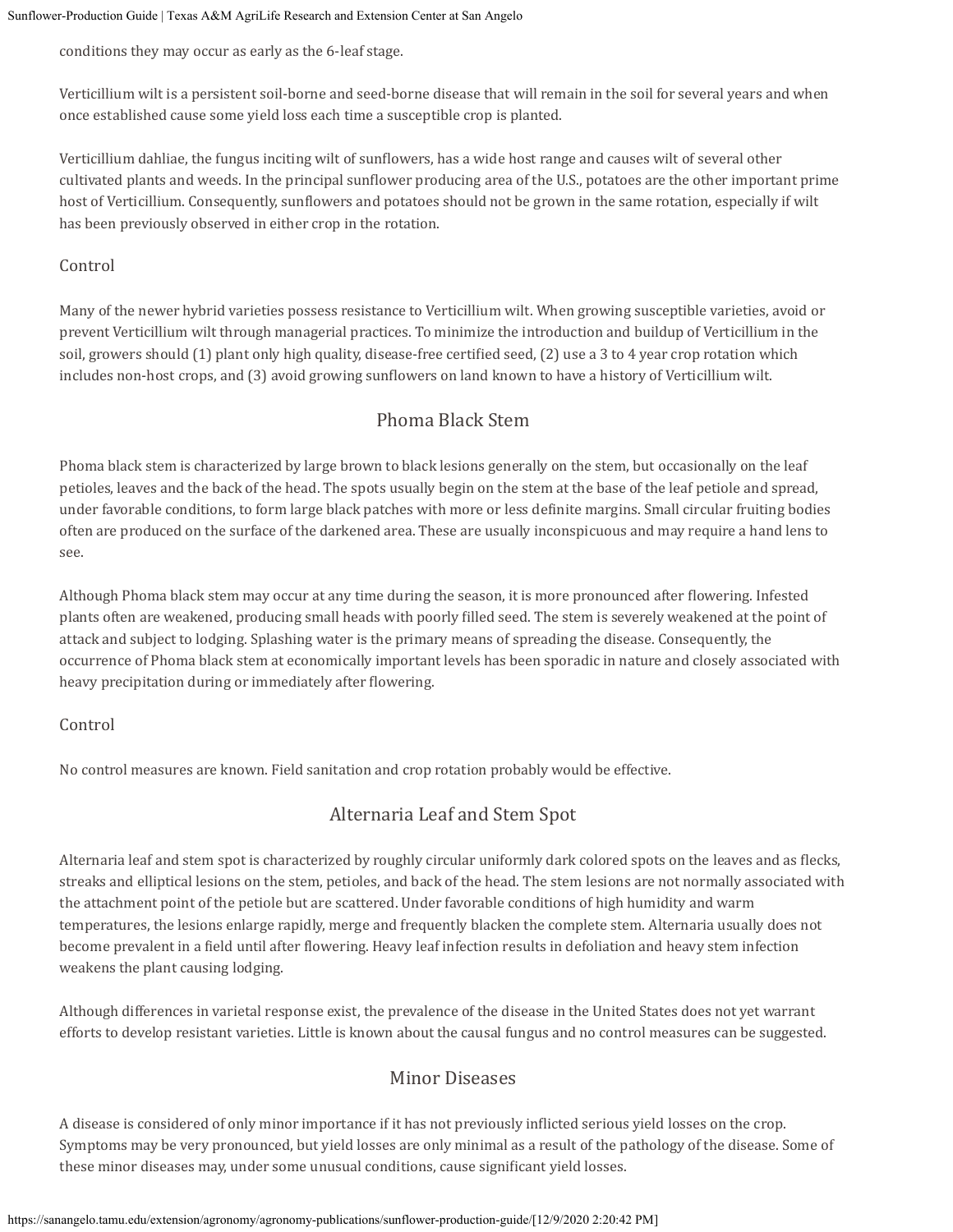conditions they may occur as early as the 6-leaf stage.

Verticillium wilt is a persistent soil-borne and seed-borne disease that will remain in the soil for several years and when once established cause some yield loss each time a susceptible crop is planted.

Verticillium dahliae, the fungus inciting wilt of sunflowers, has a wide host range and causes wilt of several other cultivated plants and weeds. In the principal sunflower producing area of the U.S., potatoes are the other important prime host of Verticillium. Consequently, sunflowers and potatoes should not be grown in the same rotation, especially if wilt has been previously observed in either crop in the rotation.

### Control

Many of the newer hybrid varieties possess resistance to Verticillium wilt. When growing susceptible varieties, avoid or prevent Verticillium wilt through managerial practices. To minimize the introduction and buildup of Verticillium in the soil, growers should (1) plant only high quality, disease-free certified seed, (2) use a 3 to 4 year crop rotation which includes non-host crops, and (3) avoid growing sunflowers on land known to have a history of Verticillium wilt.

## Phoma Black Stem

Phoma black stem is characterized by large brown to black lesions generally on the stem, but occasionally on the leaf petioles, leaves and the back of the head. The spots usually begin on the stem at the base of the leaf petiole and spread, under favorable conditions, to form large black patches with more or less definite margins. Small circular fruiting bodies often are produced on the surface of the darkened area. These are usually inconspicuous and may require a hand lens to see.

Although Phoma black stem may occur at any time during the season, it is more pronounced after flowering. Infested plants often are weakened, producing small heads with poorly filled seed. The stem is severely weakened at the point of attack and subject to lodging. Splashing water is the primary means of spreading the disease. Consequently, the occurrence of Phoma black stem at economically important levels has been sporadic in nature and closely associated with heavy precipitation during or immediately after flowering.

### Control

No control measures are known. Field sanitation and crop rotation probably would be effective.

## Alternaria Leaf and Stem Spot

Alternaria leaf and stem spot is characterized by roughly circular uniformly dark colored spots on the leaves and as flecks, streaks and elliptical lesions on the stem, petioles, and back of the head. The stem lesions are not normally associated with the attachment point of the petiole but are scattered. Under favorable conditions of high humidity and warm temperatures, the lesions enlarge rapidly, merge and frequently blacken the complete stem. Alternaria usually does not become prevalent in a field until after flowering. Heavy leaf infection results in defoliation and heavy stem infection weakens the plant causing lodging.

Although differences in varietal response exist, the prevalence of the disease in the United States does not yet warrant efforts to develop resistant varieties. Little is known about the causal fungus and no control measures can be suggested.

## Minor Diseases

A disease is considered of only minor importance if it has not previously inflicted serious yield losses on the crop. Symptoms may be very pronounced, but yield losses are only minimal as a result of the pathology of the disease. Some of these minor diseases may, under some unusual conditions, cause significant yield losses.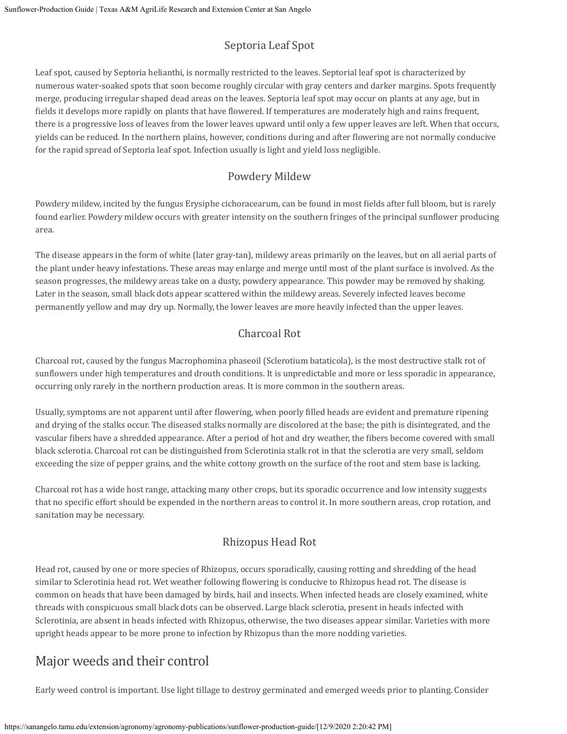### Septoria Leaf Spot

Leaf spot, caused by Septoria helianthi, is normally restricted to the leaves. Septorial leaf spot is characterized by numerous water-soaked spots that soon become roughly circular with gray centers and darker margins. Spots frequently merge, producing irregular shaped dead areas on the leaves. Septoria leaf spot may occur on plants at any age, but in fields it develops more rapidly on plants that have flowered. If temperatures are moderately high and rains frequent, there is a progressive loss of leaves from the lower leaves upward until only a few upper leaves are left. When that occurs, yields can be reduced. In the northern plains, however, conditions during and after flowering are not normally conducive for the rapid spread of Septoria leaf spot. Infection usually is light and yield loss negligible.

### Powdery Mildew

Powdery mildew, incited by the fungus Erysiphe cichoracearum, can be found in most fields after full bloom, but is rarely found earlier. Powdery mildew occurs with greater intensity on the southern fringes of the principal sunflower producing area.

The disease appears in the form of white (later gray-tan), mildewy areas primarily on the leaves, but on all aerial parts of the plant under heavy infestations. These areas may enlarge and merge until most of the plant surface is involved. As the season progresses, the mildewy areas take on a dusty, powdery appearance. This powder may be removed by shaking. Later in the season, small black dots appear scattered within the mildewy areas. Severely infected leaves become permanently yellow and may dry up. Normally, the lower leaves are more heavily infected than the upper leaves.

### Charcoal Rot

Charcoal rot, caused by the fungus Macrophomina phaseoil (Sclerotium bataticola), is the most destructive stalk rot of sunflowers under high temperatures and drouth conditions. It is unpredictable and more or less sporadic in appearance, occurring only rarely in the northern production areas. It is more common in the southern areas.

Usually, symptoms are not apparent until after flowering, when poorly filled heads are evident and premature ripening and drying of the stalks occur. The diseased stalks normally are discolored at the base; the pith is disintegrated, and the vascular fibers have a shredded appearance. After a period of hot and dry weather, the fibers become covered with small black sclerotia. Charcoal rot can be distinguished from Sclerotinia stalk rot in that the sclerotia are very small, seldom exceeding the size of pepper grains, and the white cottony growth on the surface of the root and stem base is lacking.

Charcoal rot has a wide host range, attacking many other crops, but its sporadic occurrence and low intensity suggests that no specific effort should be expended in the northern areas to control it. In more southern areas, crop rotation, and sanitation may be necessary.

### Rhizopus Head Rot

Head rot, caused by one or more species of Rhizopus, occurs sporadically, causing rotting and shredding of the head similar to Sclerotinia head rot. Wet weather following flowering is conducive to Rhizopus head rot. The disease is common on heads that have been damaged by birds, hail and insects. When infected heads are closely examined, white threads with conspicuous small black dots can be observed. Large black sclerotia, present in heads infected with Sclerotinia, are absent in heads infected with Rhizopus, otherwise, the two diseases appear similar. Varieties with more upright heads appear to be more prone to infection by Rhizopus than the more nodding varieties.

## Major weeds and their control

Early weed control is important. Use light tillage to destroy germinated and emerged weeds prior to planting. Consider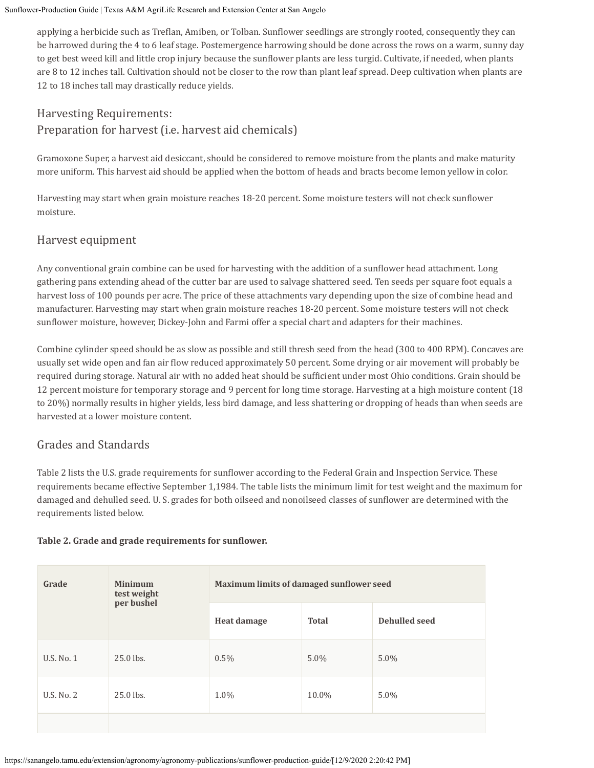applying a herbicide such as Treflan, Amiben, or Tolban. Sunflower seedlings are strongly rooted, consequently they can be harrowed during the 4 to 6 leaf stage. Postemergence harrowing should be done across the rows on a warm, sunny day to get best weed kill and little crop injury because the sunflower plants are less turgid. Cultivate, if needed, when plants are 8 to 12 inches tall. Cultivation should not be closer to the row than plant leaf spread. Deep cultivation when plants are 12 to 18 inches tall may drastically reduce yields.

## Harvesting Requirements:
## Preparation for harvest (i.e. harvest aid chemicals)

Gramoxone Super, a harvest aid desiccant, should be considered to remove moisture from the plants and make maturity more uniform. This harvest aid should be applied when the bottom of heads and bracts become lemon yellow in color.

Harvesting may start when grain moisture reaches 18-20 percent. Some moisture testers will not check sunflower moisture.

## Harvest equipment

Any conventional grain combine can be used for harvesting with the addition of a sunflower head attachment. Long gathering pans extending ahead of the cutter bar are used to salvage shattered seed. Ten seeds per square foot equals a harvest loss of 100 pounds per acre. The price of these attachments vary depending upon the size of combine head and manufacturer. Harvesting may start when grain moisture reaches 18-20 percent. Some moisture testers will not check sunflower moisture, however, Dickey-John and Farmi offer a special chart and adapters for their machines.

Combine cylinder speed should be as slow as possible and still thresh seed from the head (300 to 400 RPM). Concaves are usually set wide open and fan air flow reduced approximately 50 percent. Some drying or air movement will probably be required during storage. Natural air with no added heat should be sufficient under most Ohio conditions. Grain should be 12 percent moisture for temporary storage and 9 percent for long time storage. Harvesting at a high moisture content (18 to 20%) normally results in higher yields, less bird damage, and less shattering or dropping of heads than when seeds are harvested at a lower moisture content.

## Grades and Standards

Table 2 lists the U.S. grade requirements for sunflower according to the Federal Grain and Inspection Service. These requirements became effective September 1,1984. The table lists the minimum limit for test weight and the maximum for damaged and dehulled seed. U. S. grades for both oilseed and nonoilseed classes of sunflower are determined with the requirements listed below.

**Table 2. Grade and grade requirements for sunflower.**

| Grade | Minimum test weight per bushel | Maximum limits of damaged sunflower seed | | |
|---|---|---|---|---|
| | | Heat damage | Total | Dehulled seed |
| U.S. No. 1 | 25.0 lbs. | 0.5% | 5.0% | 5.0% |
| U.S. No. 2 | 25.0 lbs. | 1.0% | 10.0% | 5.0% |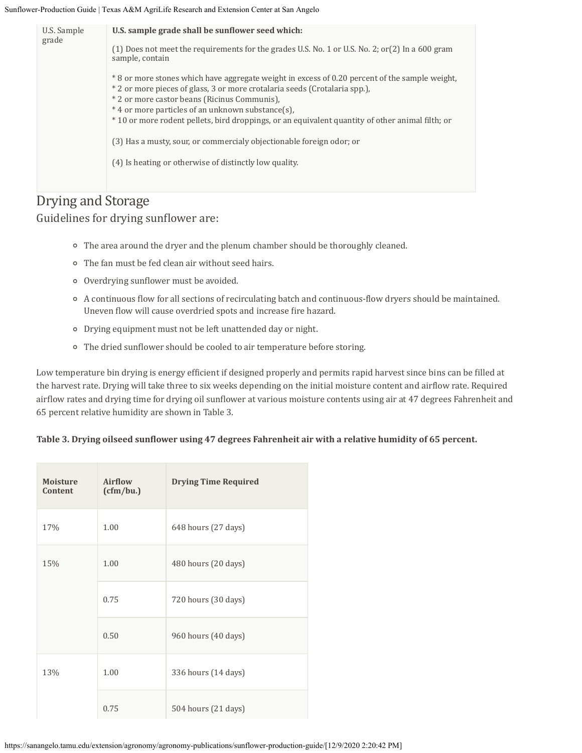| U.S. Sample grade | **U.S. sample grade shall be sunflower seed which:**<br><br>(1) Does not meet the requirements for the grades U.S. No. 1 or U.S. No. 2; or(2) In a 600 gram sample, contain<br><br>* 8 or more stones which have aggregate weight in excess of 0.20 percent of the sample weight,<br>* 2 or more pieces of glass, 3 or more crotalaria seeds (Crotalaria spp.),<br>* 2 or more castor beans (Ricinus Communis),<br>* 4 or more particles of an unknown substance(s),<br>* 10 or more rodent pellets, bird droppings, or an equivalent quantity of other animal filth; or<br><br>(3) Has a musty, sour, or commercialy objectionable foreign odor; or<br><br>(4) Is heating or otherwise of distinctly low quality. |
|---|---|

## Drying and Storage

### Guidelines for drying sunflower are:

- The area around the dryer and the plenum chamber should be thoroughly cleaned.
- The fan must be fed clean air without seed hairs.
- Overdrying sunflower must be avoided.
- A continuous flow for all sections of recirculating batch and continuous-flow dryers should be maintained. Uneven flow will cause overdried spots and increase fire hazard.
- Drying equipment must not be left unattended day or night.
- The dried sunflower should be cooled to air temperature before storing.

Low temperature bin drying is energy efficient if designed properly and permits rapid harvest since bins can be filled at the harvest rate. Drying will take three to six weeks depending on the initial moisture content and airflow rate. Required airflow rates and drying time for drying oil sunflower at various moisture contents using air at 47 degrees Fahrenheit and 65 percent relative humidity are shown in Table 3.

**Table 3. Drying oilseed sunflower using 47 degrees Fahrenheit air with a relative humidity of 65 percent.**

| Moisture Content | Airflow (cfm/bu.) | Drying Time Required |
|---|---|---|
| 17% | 1.00 | 648 hours (27 days) |
| 15% | 1.00 | 480 hours (20 days) |
| | 0.75 | 720 hours (30 days) |
| | 0.50 | 960 hours (40 days) |
| 13% | 1.00 | 336 hours (14 days) |
| | 0.75 | 504 hours (21 days) |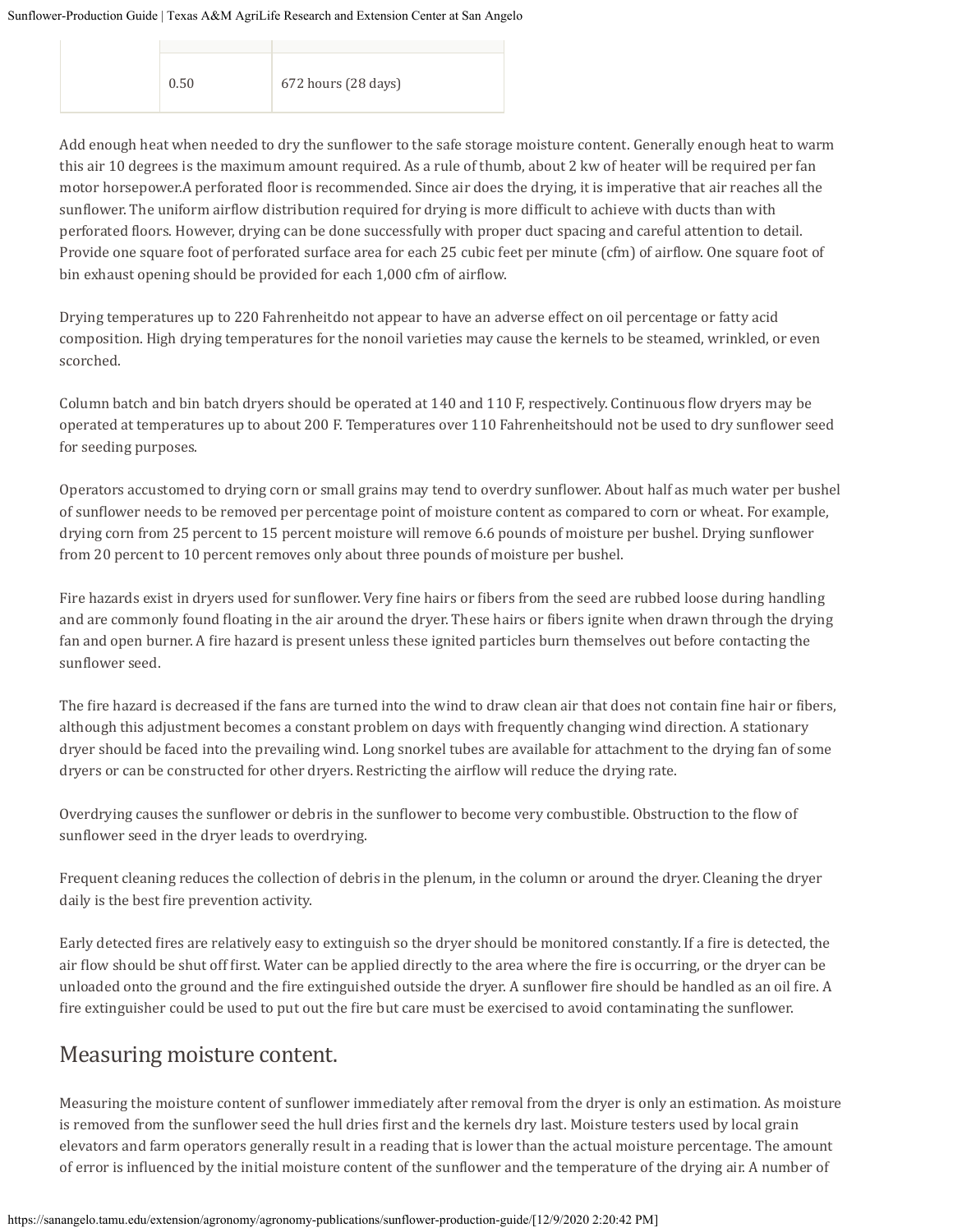| | | |
|---|---|---|
| | 0.50 | 672 hours (28 days) |

Add enough heat when needed to dry the sunflower to the safe storage moisture content. Generally enough heat to warm this air 10 degrees is the maximum amount required. As a rule of thumb, about 2 kw of heater will be required per fan motor horsepower.A perforated floor is recommended. Since air does the drying, it is imperative that air reaches all the sunflower. The uniform airflow distribution required for drying is more difficult to achieve with ducts than with perforated floors. However, drying can be done successfully with proper duct spacing and careful attention to detail. Provide one square foot of perforated surface area for each 25 cubic feet per minute (cfm) of airflow. One square foot of bin exhaust opening should be provided for each 1,000 cfm of airflow.

Drying temperatures up to 220 Fahrenheitdo not appear to have an adverse effect on oil percentage or fatty acid composition. High drying temperatures for the nonoil varieties may cause the kernels to be steamed, wrinkled, or even scorched.

Column batch and bin batch dryers should be operated at 140 and 110 F, respectively. Continuous flow dryers may be operated at temperatures up to about 200 F. Temperatures over 110 Fahrenheitshould not be used to dry sunflower seed for seeding purposes.

Operators accustomed to drying corn or small grains may tend to overdry sunflower. About half as much water per bushel of sunflower needs to be removed per percentage point of moisture content as compared to corn or wheat. For example, drying corn from 25 percent to 15 percent moisture will remove 6.6 pounds of moisture per bushel. Drying sunflower from 20 percent to 10 percent removes only about three pounds of moisture per bushel.

Fire hazards exist in dryers used for sunflower. Very fine hairs or fibers from the seed are rubbed loose during handling and are commonly found floating in the air around the dryer. These hairs or fibers ignite when drawn through the drying fan and open burner. A fire hazard is present unless these ignited particles burn themselves out before contacting the sunflower seed.

The fire hazard is decreased if the fans are turned into the wind to draw clean air that does not contain fine hair or fibers, although this adjustment becomes a constant problem on days with frequently changing wind direction. A stationary dryer should be faced into the prevailing wind. Long snorkel tubes are available for attachment to the drying fan of some dryers or can be constructed for other dryers. Restricting the airflow will reduce the drying rate.

Overdrying causes the sunflower or debris in the sunflower to become very combustible. Obstruction to the flow of sunflower seed in the dryer leads to overdrying.

Frequent cleaning reduces the collection of debris in the plenum, in the column or around the dryer. Cleaning the dryer daily is the best fire prevention activity.

Early detected fires are relatively easy to extinguish so the dryer should be monitored constantly. If a fire is detected, the air flow should be shut off first. Water can be applied directly to the area where the fire is occurring, or the dryer can be unloaded onto the ground and the fire extinguished outside the dryer. A sunflower fire should be handled as an oil fire. A fire extinguisher could be used to put out the fire but care must be exercised to avoid contaminating the sunflower.

## Measuring moisture content.

Measuring the moisture content of sunflower immediately after removal from the dryer is only an estimation. As moisture is removed from the sunflower seed the hull dries first and the kernels dry last. Moisture testers used by local grain elevators and farm operators generally result in a reading that is lower than the actual moisture percentage. The amount of error is influenced by the initial moisture content of the sunflower and the temperature of the drying air. A number of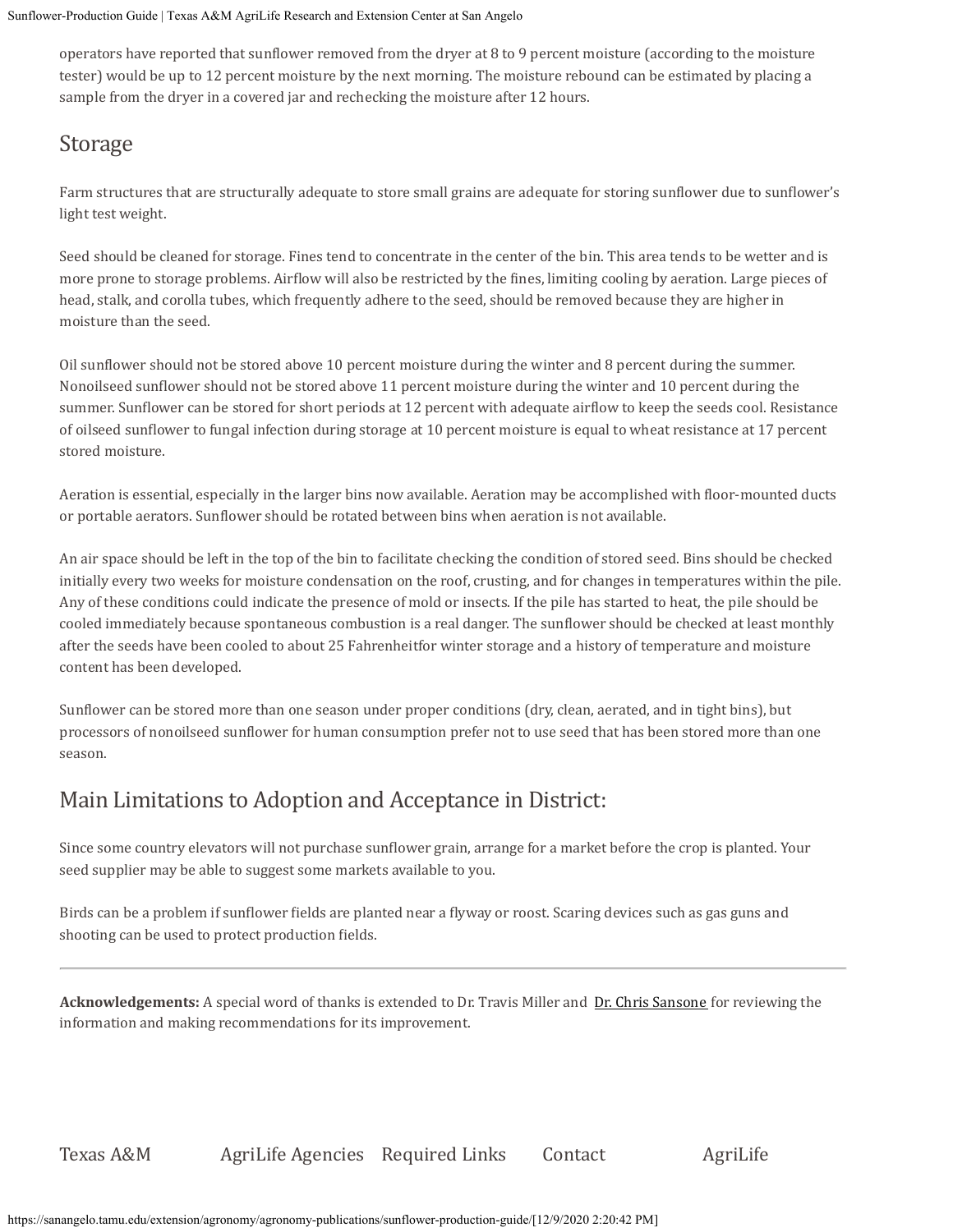operators have reported that sunflower removed from the dryer at 8 to 9 percent moisture (according to the moisture tester) would be up to 12 percent moisture by the next morning. The moisture rebound can be estimated by placing a sample from the dryer in a covered jar and rechecking the moisture after 12 hours.

## Storage

Farm structures that are structurally adequate to store small grains are adequate for storing sunflower due to sunflower's light test weight.

Seed should be cleaned for storage. Fines tend to concentrate in the center of the bin. This area tends to be wetter and is more prone to storage problems. Airflow will also be restricted by the fines, limiting cooling by aeration. Large pieces of head, stalk, and corolla tubes, which frequently adhere to the seed, should be removed because they are higher in moisture than the seed.

Oil sunflower should not be stored above 10 percent moisture during the winter and 8 percent during the summer. Nonoilseed sunflower should not be stored above 11 percent moisture during the winter and 10 percent during the summer. Sunflower can be stored for short periods at 12 percent with adequate airflow to keep the seeds cool. Resistance of oilseed sunflower to fungal infection during storage at 10 percent moisture is equal to wheat resistance at 17 percent stored moisture.

Aeration is essential, especially in the larger bins now available. Aeration may be accomplished with floor-mounted ducts or portable aerators. Sunflower should be rotated between bins when aeration is not available.

An air space should be left in the top of the bin to facilitate checking the condition of stored seed. Bins should be checked initially every two weeks for moisture condensation on the roof, crusting, and for changes in temperatures within the pile. Any of these conditions could indicate the presence of mold or insects. If the pile has started to heat, the pile should be cooled immediately because spontaneous combustion is a real danger. The sunflower should be checked at least monthly after the seeds have been cooled to about 25 Fahrenheitfor winter storage and a history of temperature and moisture content has been developed.

Sunflower can be stored more than one season under proper conditions (dry, clean, aerated, and in tight bins), but processors of nonoilseed sunflower for human consumption prefer not to use seed that has been stored more than one season.

## Main Limitations to Adoption and Acceptance in District:

Since some country elevators will not purchase sunflower grain, arrange for a market before the crop is planted. Your seed supplier may be able to suggest some markets available to you.

Birds can be a problem if sunflower fields are planted near a flyway or roost. Scaring devices such as gas guns and shooting can be used to protect production fields.

---

**Acknowledgements:** A special word of thanks is extended to Dr. Travis Miller and Dr. Chris Sansone for reviewing the information and making recommendations for its improvement.

Texas A&M AgriLife Agencies Required Links Contact AgriLife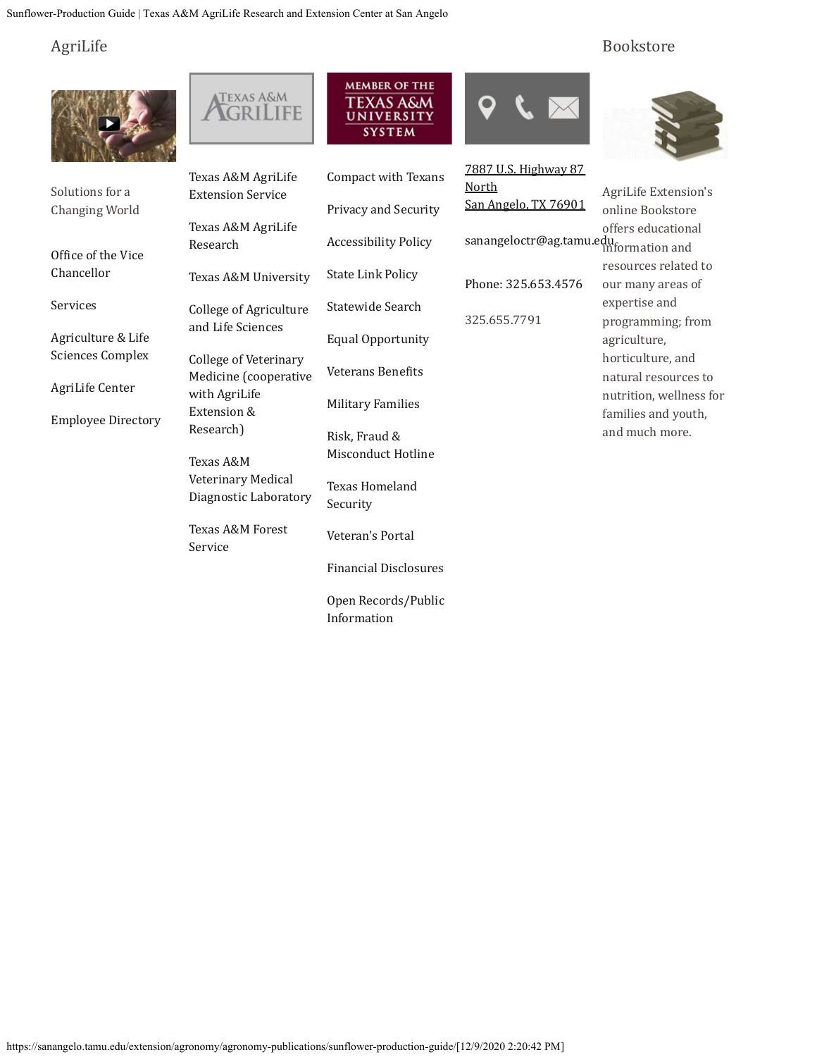AgriLife

Solutions for a Changing World

Office of the Vice Chancellor

Services

Agriculture & Life Sciences Complex

AgriLife Center

Employee Directory

Texas A&M AgriLife Extension Service

Texas A&M AgriLife Research

Texas A&M University

College of Agriculture and Life Sciences

College of Veterinary Medicine (cooperative with AgriLife Extension & Research)

Texas A&M Veterinary Medical Diagnostic Laboratory

Texas A&M Forest Service

Compact with Texans

Privacy and Security

Accessibility Policy

State Link Policy

Statewide Search

Equal Opportunity

Veterans Benefits

Military Families

Risk, Fraud & Misconduct Hotline

Texas Homeland Security

Veteran's Portal

Financial Disclosures

Open Records/Public Information

7887 U.S. Highway 87 North
San Angelo, TX 76901

sanangeloctr@ag.tamu.edu

Phone: 325.653.4576

325.655.7791

Bookstore

AgriLife Extension's online Bookstore offers educational information and resources related to our many areas of expertise and programming; from agriculture, horticulture, and natural resources to nutrition, wellness for families and youth, and much more.